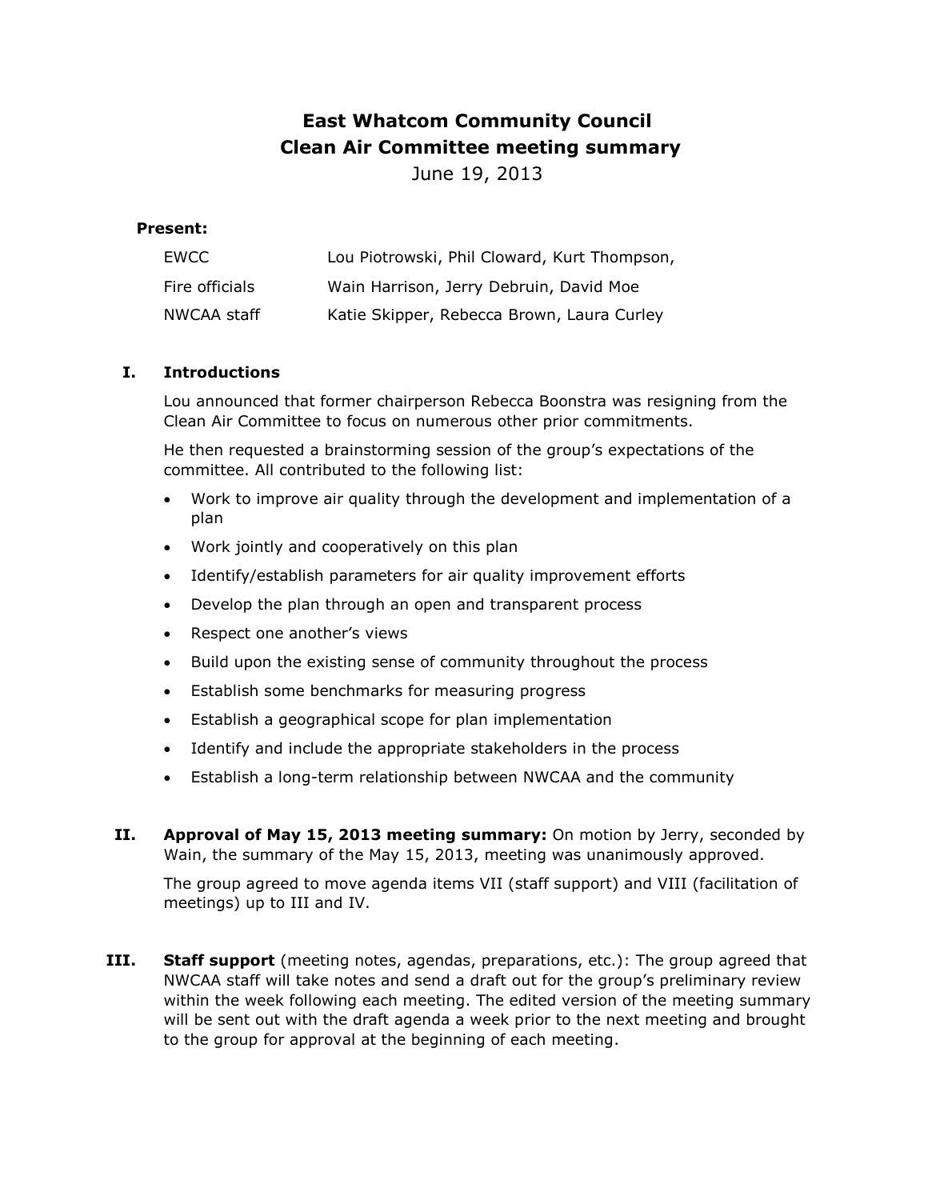# East Whatcom Community Council
# Clean Air Committee meeting summary

June 19, 2013

**Present:**

| | |
|---|---|
| EWCC | Lou Piotrowski, Phil Cloward, Kurt Thompson, |
| Fire officials | Wain Harrison, Jerry Debruin, David Moe |
| NWCAA staff | Katie Skipper, Rebecca Brown, Laura Curley |

## I. Introductions

Lou announced that former chairperson Rebecca Boonstra was resigning from the Clean Air Committee to focus on numerous other prior commitments.

He then requested a brainstorming session of the group's expectations of the committee. All contributed to the following list:

- Work to improve air quality through the development and implementation of a plan
- Work jointly and cooperatively on this plan
- Identify/establish parameters for air quality improvement efforts
- Develop the plan through an open and transparent process
- Respect one another's views
- Build upon the existing sense of community throughout the process
- Establish some benchmarks for measuring progress
- Establish a geographical scope for plan implementation
- Identify and include the appropriate stakeholders in the process
- Establish a long-term relationship between NWCAA and the community

## II. Approval of May 15, 2013 meeting summary:

**Approval of May 15, 2013 meeting summary:** On motion by Jerry, seconded by Wain, the summary of the May 15, 2013, meeting was unanimously approved.

The group agreed to move agenda items VII (staff support) and VIII (facilitation of meetings) up to III and IV.

## III. Staff support

**Staff support** (meeting notes, agendas, preparations, etc.): The group agreed that NWCAA staff will take notes and send a draft out for the group's preliminary review within the week following each meeting. The edited version of the meeting summary will be sent out with the draft agenda a week prior to the next meeting and brought to the group for approval at the beginning of each meeting.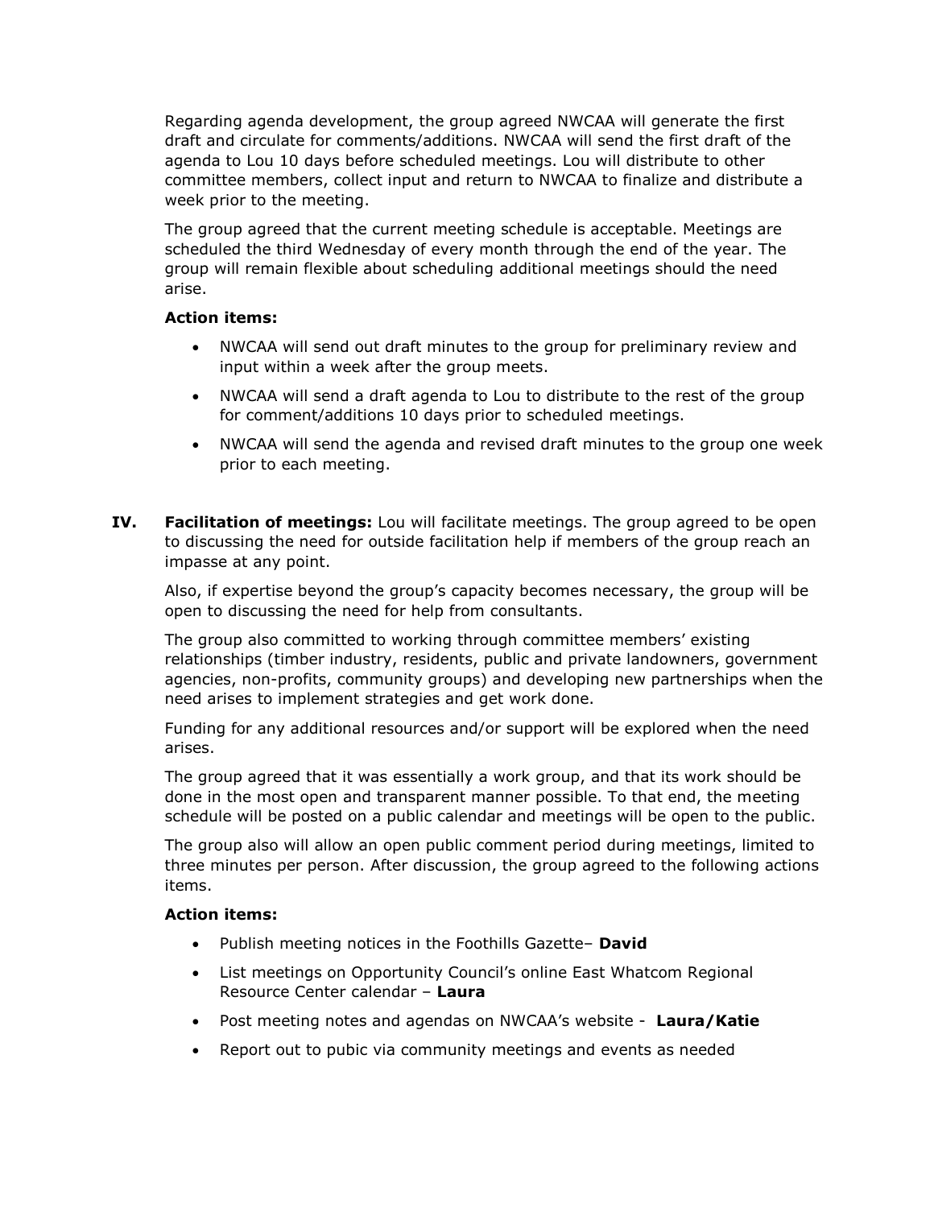Regarding agenda development, the group agreed NWCAA will generate the first draft and circulate for comments/additions. NWCAA will send the first draft of the agenda to Lou 10 days before scheduled meetings. Lou will distribute to other committee members, collect input and return to NWCAA to finalize and distribute a week prior to the meeting.

The group agreed that the current meeting schedule is acceptable. Meetings are scheduled the third Wednesday of every month through the end of the year. The group will remain flexible about scheduling additional meetings should the need arise.

**Action items:**

- NWCAA will send out draft minutes to the group for preliminary review and input within a week after the group meets.
- NWCAA will send a draft agenda to Lou to distribute to the rest of the group for comment/additions 10 days prior to scheduled meetings.
- NWCAA will send the agenda and revised draft minutes to the group one week prior to each meeting.

**IV. Facilitation of meetings:** Lou will facilitate meetings. The group agreed to be open to discussing the need for outside facilitation help if members of the group reach an impasse at any point.

Also, if expertise beyond the group's capacity becomes necessary, the group will be open to discussing the need for help from consultants.

The group also committed to working through committee members' existing relationships (timber industry, residents, public and private landowners, government agencies, non-profits, community groups) and developing new partnerships when the need arises to implement strategies and get work done.

Funding for any additional resources and/or support will be explored when the need arises.

The group agreed that it was essentially a work group, and that its work should be done in the most open and transparent manner possible. To that end, the meeting schedule will be posted on a public calendar and meetings will be open to the public.

The group also will allow an open public comment period during meetings, limited to three minutes per person. After discussion, the group agreed to the following actions items.

**Action items:**

- Publish meeting notices in the Foothills Gazette– **David**
- List meetings on Opportunity Council's online East Whatcom Regional Resource Center calendar – **Laura**
- Post meeting notes and agendas on NWCAA's website - **Laura/Katie**
- Report out to pubic via community meetings and events as needed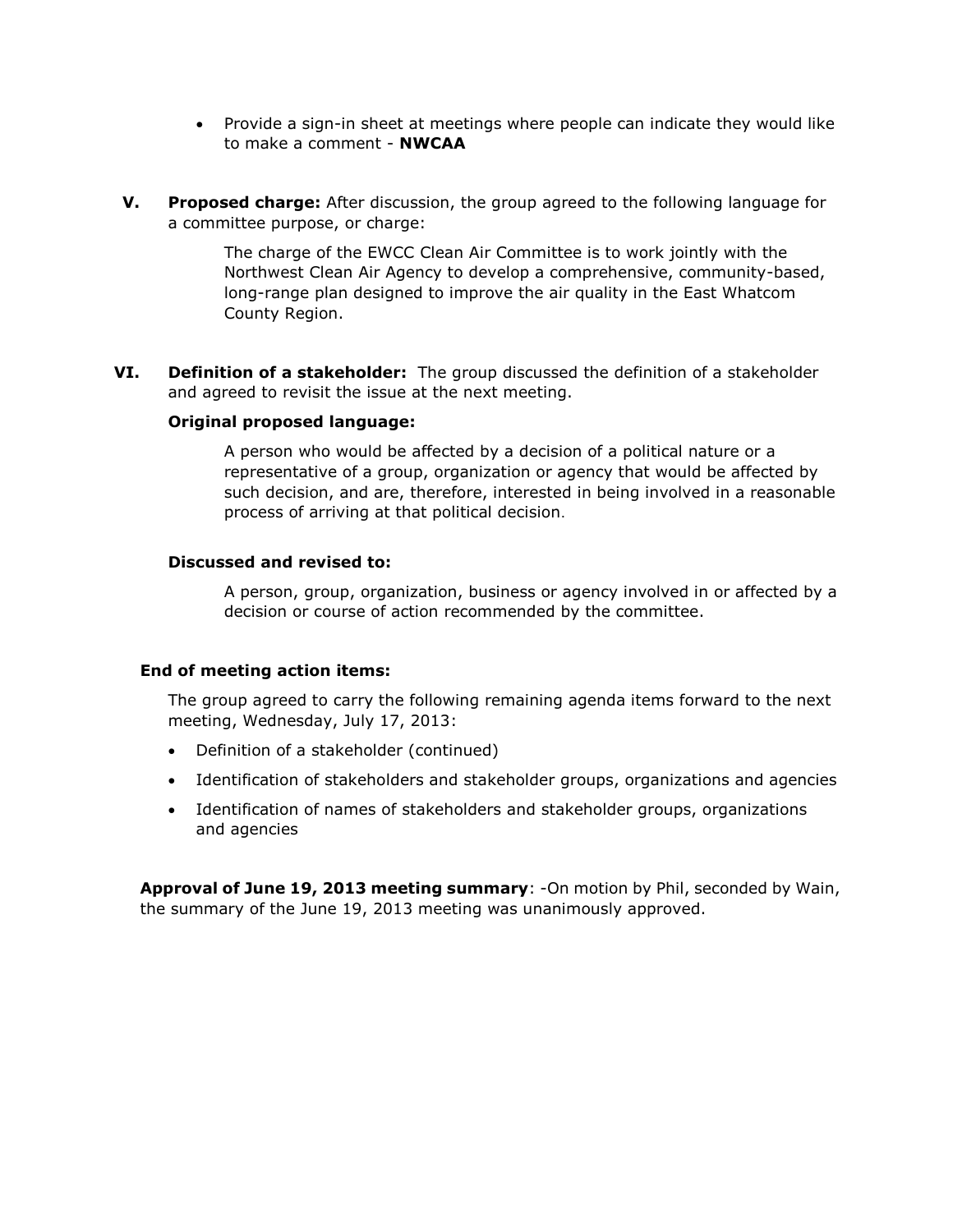- Provide a sign-in sheet at meetings where people can indicate they would like to make a comment - **NWCAA**

**V. Proposed charge:** After discussion, the group agreed to the following language for a committee purpose, or charge:

> The charge of the EWCC Clean Air Committee is to work jointly with the Northwest Clean Air Agency to develop a comprehensive, community-based, long-range plan designed to improve the air quality in the East Whatcom County Region.

**VI. Definition of a stakeholder:** The group discussed the definition of a stakeholder and agreed to revisit the issue at the next meeting.

**Original proposed language:**

> A person who would be affected by a decision of a political nature or a representative of a group, organization or agency that would be affected by such decision, and are, therefore, interested in being involved in a reasonable process of arriving at that political decision.

**Discussed and revised to:**

> A person, group, organization, business or agency involved in or affected by a decision or course of action recommended by the committee.

**End of meeting action items:**

The group agreed to carry the following remaining agenda items forward to the next meeting, Wednesday, July 17, 2013:

- Definition of a stakeholder (continued)
- Identification of stakeholders and stakeholder groups, organizations and agencies
- Identification of names of stakeholders and stakeholder groups, organizations and agencies

**Approval of June 19, 2013 meeting summary**: -On motion by Phil, seconded by Wain, the summary of the June 19, 2013 meeting was unanimously approved.